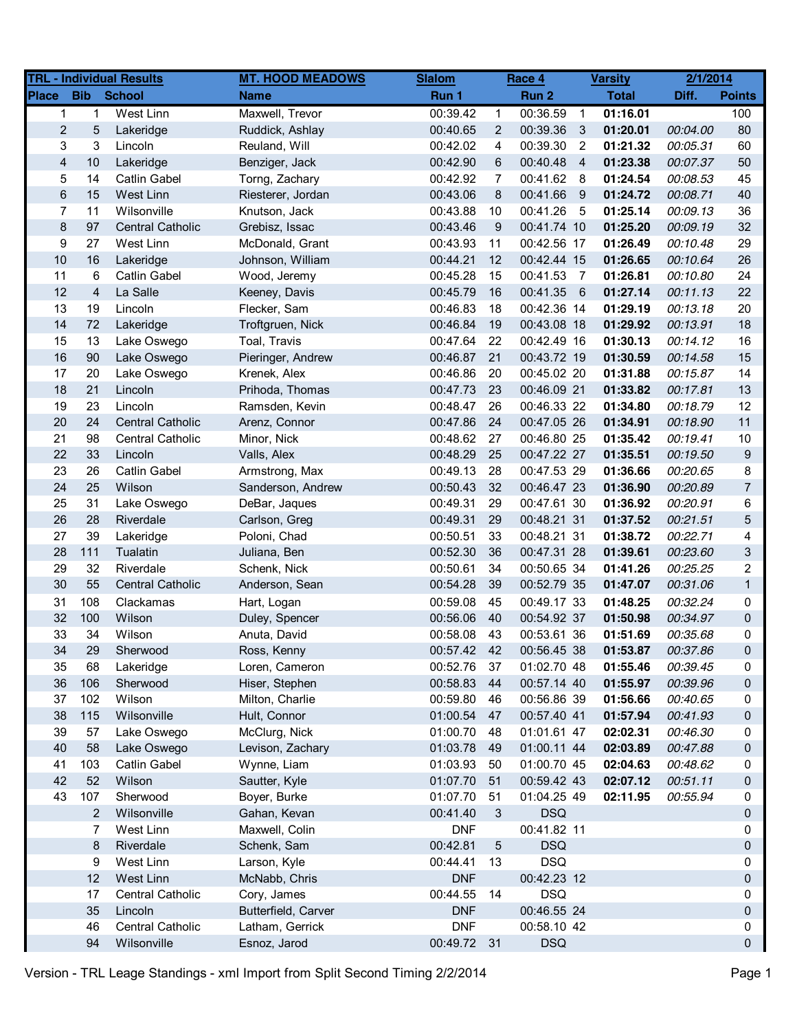| TRL - Individual Results | | | MT. HOOD MEADOWS | Slalom | | Race 4 | | Varsity | 2/1/2014 | |
|---|---|---|---|---|---|---|---|---|---|---|
| Place | Bib | School | Name | Run 1 | | Run 2 | | Total | Diff. | Points |
| 1 | 1 | West Linn | Maxwell, Trevor | 00:39.42 | 1 | 00:36.59 | 1 | **01:16.01** | | 100 |
| 2 | 5 | Lakeridge | Ruddick, Ashlay | 00:40.65 | 2 | 00:39.36 | 3 | **01:20.01** | *00:04.00* | 80 |
| 3 | 3 | Lincoln | Reuland, Will | 00:42.02 | 4 | 00:39.30 | 2 | **01:21.32** | *00:05.31* | 60 |
| 4 | 10 | Lakeridge | Benziger, Jack | 00:42.90 | 6 | 00:40.48 | 4 | **01:23.38** | *00:07.37* | 50 |
| 5 | 14 | Catlin Gabel | Torng, Zachary | 00:42.92 | 7 | 00:41.62 | 8 | **01:24.54** | *00:08.53* | 45 |
| 6 | 15 | West Linn | Riesterer, Jordan | 00:43.06 | 8 | 00:41.66 | 9 | **01:24.72** | *00:08.71* | 40 |
| 7 | 11 | Wilsonville | Knutson, Jack | 00:43.88 | 10 | 00:41.26 | 5 | **01:25.14** | *00:09.13* | 36 |
| 8 | 97 | Central Catholic | Grebisz, Issac | 00:43.46 | 9 | 00:41.74 | 10 | **01:25.20** | *00:09.19* | 32 |
| 9 | 27 | West Linn | McDonald, Grant | 00:43.93 | 11 | 00:42.56 | 17 | **01:26.49** | *00:10.48* | 29 |
| 10 | 16 | Lakeridge | Johnson, William | 00:44.21 | 12 | 00:42.44 | 15 | **01:26.65** | *00:10.64* | 26 |
| 11 | 6 | Catlin Gabel | Wood, Jeremy | 00:45.28 | 15 | 00:41.53 | 7 | **01:26.81** | *00:10.80* | 24 |
| 12 | 4 | La Salle | Keeney, Davis | 00:45.79 | 16 | 00:41.35 | 6 | **01:27.14** | *00:11.13* | 22 |
| 13 | 19 | Lincoln | Flecker, Sam | 00:46.83 | 18 | 00:42.36 | 14 | **01:29.19** | *00:13.18* | 20 |
| 14 | 72 | Lakeridge | Troftgruen, Nick | 00:46.84 | 19 | 00:43.08 | 18 | **01:29.92** | *00:13.91* | 18 |
| 15 | 13 | Lake Oswego | Toal, Travis | 00:47.64 | 22 | 00:42.49 | 16 | **01:30.13** | *00:14.12* | 16 |
| 16 | 90 | Lake Oswego | Pieringer, Andrew | 00:46.87 | 21 | 00:43.72 | 19 | **01:30.59** | *00:14.58* | 15 |
| 17 | 20 | Lake Oswego | Krenek, Alex | 00:46.86 | 20 | 00:45.02 | 20 | **01:31.88** | *00:15.87* | 14 |
| 18 | 21 | Lincoln | Prihoda, Thomas | 00:47.73 | 23 | 00:46.09 | 21 | **01:33.82** | *00:17.81* | 13 |
| 19 | 23 | Lincoln | Ramsden, Kevin | 00:48.47 | 26 | 00:46.33 | 22 | **01:34.80** | *00:18.79* | 12 |
| 20 | 24 | Central Catholic | Arenz, Connor | 00:47.86 | 24 | 00:47.05 | 26 | **01:34.91** | *00:18.90* | 11 |
| 21 | 98 | Central Catholic | Minor, Nick | 00:48.62 | 27 | 00:46.80 | 25 | **01:35.42** | *00:19.41* | 10 |
| 22 | 33 | Lincoln | Valls, Alex | 00:48.29 | 25 | 00:47.22 | 27 | **01:35.51** | *00:19.50* | 9 |
| 23 | 26 | Catlin Gabel | Armstrong, Max | 00:49.13 | 28 | 00:47.53 | 29 | **01:36.66** | *00:20.65* | 8 |
| 24 | 25 | Wilson | Sanderson, Andrew | 00:50.43 | 32 | 00:46.47 | 23 | **01:36.90** | *00:20.89* | 7 |
| 25 | 31 | Lake Oswego | DeBar, Jaques | 00:49.31 | 29 | 00:47.61 | 30 | **01:36.92** | *00:20.91* | 6 |
| 26 | 28 | Riverdale | Carlson, Greg | 00:49.31 | 29 | 00:48.21 | 31 | **01:37.52** | *00:21.51* | 5 |
| 27 | 39 | Lakeridge | Poloni, Chad | 00:50.51 | 33 | 00:48.21 | 31 | **01:38.72** | *00:22.71* | 4 |
| 28 | 111 | Tualatin | Juliana, Ben | 00:52.30 | 36 | 00:47.31 | 28 | **01:39.61** | *00:23.60* | 3 |
| 29 | 32 | Riverdale | Schenk, Nick | 00:50.61 | 34 | 00:50.65 | 34 | **01:41.26** | *00:25.25* | 2 |
| 30 | 55 | Central Catholic | Anderson, Sean | 00:54.28 | 39 | 00:52.79 | 35 | **01:47.07** | *00:31.06* | 1 |
| 31 | 108 | Clackamas | Hart, Logan | 00:59.08 | 45 | 00:49.17 | 33 | **01:48.25** | *00:32.24* | 0 |
| 32 | 100 | Wilson | Duley, Spencer | 00:56.06 | 40 | 00:54.92 | 37 | **01:50.98** | *00:34.97* | 0 |
| 33 | 34 | Wilson | Anuta, David | 00:58.08 | 43 | 00:53.61 | 36 | **01:51.69** | *00:35.68* | 0 |
| 34 | 29 | Sherwood | Ross, Kenny | 00:57.42 | 42 | 00:56.45 | 38 | **01:53.87** | *00:37.86* | 0 |
| 35 | 68 | Lakeridge | Loren, Cameron | 00:52.76 | 37 | 01:02.70 | 48 | **01:55.46** | *00:39.45* | 0 |
| 36 | 106 | Sherwood | Hiser, Stephen | 00:58.83 | 44 | 00:57.14 | 40 | **01:55.97** | *00:39.96* | 0 |
| 37 | 102 | Wilson | Milton, Charlie | 00:59.80 | 46 | 00:56.86 | 39 | **01:56.66** | *00:40.65* | 0 |
| 38 | 115 | Wilsonville | Hult, Connor | 01:00.54 | 47 | 00:57.40 | 41 | **01:57.94** | *00:41.93* | 0 |
| 39 | 57 | Lake Oswego | McClurg, Nick | 01:00.70 | 48 | 01:01.61 | 47 | **02:02.31** | *00:46.30* | 0 |
| 40 | 58 | Lake Oswego | Levison, Zachary | 01:03.78 | 49 | 01:00.11 | 44 | **02:03.89** | *00:47.88* | 0 |
| 41 | 103 | Catlin Gabel | Wynne, Liam | 01:03.93 | 50 | 01:00.70 | 45 | **02:04.63** | *00:48.62* | 0 |
| 42 | 52 | Wilson | Sautter, Kyle | 01:07.70 | 51 | 00:59.42 | 43 | **02:07.12** | *00:51.11* | 0 |
| 43 | 107 | Sherwood | Boyer, Burke | 01:07.70 | 51 | 01:04.25 | 49 | **02:11.95** | *00:55.94* | 0 |
| | 2 | Wilsonville | Gahan, Kevan | 00:41.40 | 3 | DSQ | | | | 0 |
| | 7 | West Linn | Maxwell, Colin | DNF | | 00:41.82 | 11 | | | 0 |
| | 8 | Riverdale | Schenk, Sam | 00:42.81 | 5 | DSQ | | | | 0 |
| | 9 | West Linn | Larson, Kyle | 00:44.41 | 13 | DSQ | | | | 0 |
| | 12 | West Linn | McNabb, Chris | DNF | | 00:42.23 | 12 | | | 0 |
| | 17 | Central Catholic | Cory, James | 00:44.55 | 14 | DSQ | | | | 0 |
| | 35 | Lincoln | Butterfield, Carver | DNF | | 00:46.55 | 24 | | | 0 |
| | 46 | Central Catholic | Latham, Gerrick | DNF | | 00:58.10 | 42 | | | 0 |
| | 94 | Wilsonville | Esnoz, Jarod | 00:49.72 | 31 | DSQ | | | | 0 |

Version - TRL Leage Standings - xml Import from Split Second Timing 2/2/2014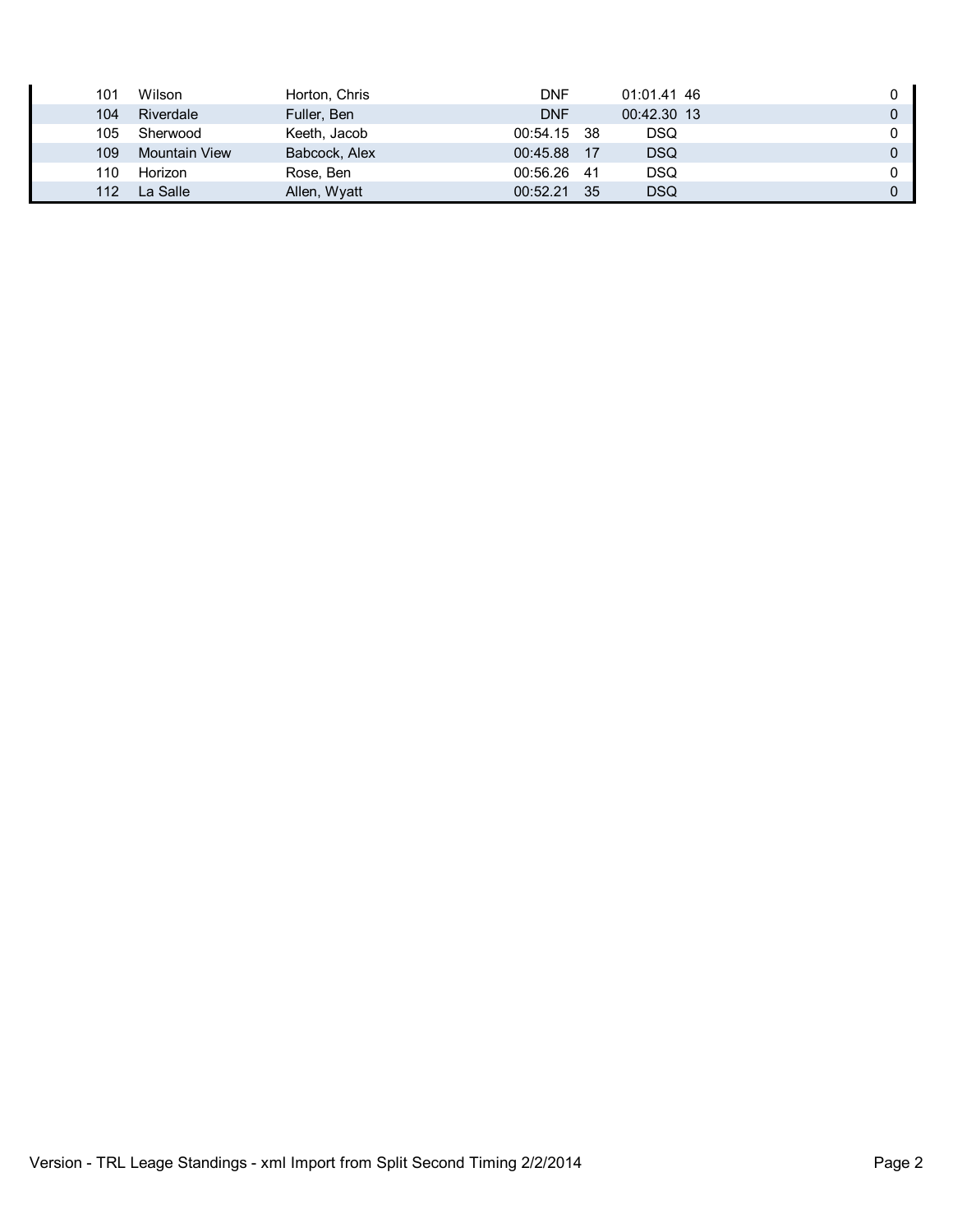| | | | | | | | |
|---|---|---|---|---|---|---|---|
| 101 | Wilson | Horton, Chris | DNF | | 01:01.41 | 46 | 0 |
| 104 | Riverdale | Fuller, Ben | DNF | | 00:42.30 | 13 | 0 |
| 105 | Sherwood | Keeth, Jacob | 00:54.15 | 38 | DSQ | | 0 |
| 109 | Mountain View | Babcock, Alex | 00:45.88 | 17 | DSQ | | 0 |
| 110 | Horizon | Rose, Ben | 00:56.26 | 41 | DSQ | | 0 |
| 112 | La Salle | Allen, Wyatt | 00:52.21 | 35 | DSQ | | 0 |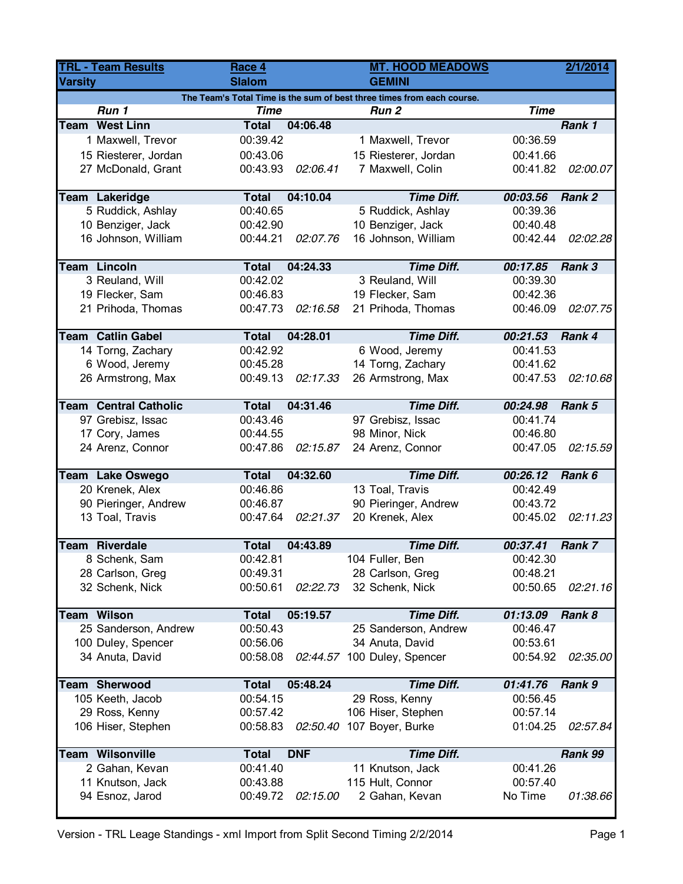| TRL - Team Results | | Race 4 | | MT. HOOD MEADOWS | | | 2/1/2014 |
|---|---|---|---|---|---|---|---|
| Varsity | | Slalom | | GEMINI | | | |
| The Team's Total Time is the sum of best three times from each course. | | | | | | | |
| | *Run 1* | *Time* | | | *Run 2* | *Time* | |
| **Team** | **West Linn** | **Total** | **04:06.48** | | | | ***Rank 1*** |
| 1 | Maxwell, Trevor | 00:39.42 | | 1 | Maxwell, Trevor | 00:36.59 | |
| 15 | Riesterer, Jordan | 00:43.06 | | 15 | Riesterer, Jordan | 00:41.66 | |
| 27 | McDonald, Grant | 00:43.93 | *02:06.41* | 7 | Maxwell, Colin | 00:41.82 | *02:00.07* |
| **Team** | **Lakeridge** | **Total** | **04:10.04** | | ***Time Diff.*** | ***00:03.56*** | ***Rank 2*** |
| 5 | Ruddick, Ashlay | 00:40.65 | | 5 | Ruddick, Ashlay | 00:39.36 | |
| 10 | Benziger, Jack | 00:42.90 | | 10 | Benziger, Jack | 00:40.48 | |
| 16 | Johnson, William | 00:44.21 | *02:07.76* | 16 | Johnson, William | 00:42.44 | *02:02.28* |
| **Team** | **Lincoln** | **Total** | **04:24.33** | | ***Time Diff.*** | ***00:17.85*** | ***Rank 3*** |
| 3 | Reuland, Will | 00:42.02 | | 3 | Reuland, Will | 00:39.30 | |
| 19 | Flecker, Sam | 00:46.83 | | 19 | Flecker, Sam | 00:42.36 | |
| 21 | Prihoda, Thomas | 00:47.73 | *02:16.58* | 21 | Prihoda, Thomas | 00:46.09 | *02:07.75* |
| **Team** | **Catlin Gabel** | **Total** | **04:28.01** | | ***Time Diff.*** | ***00:21.53*** | ***Rank 4*** |
| 14 | Torng, Zachary | 00:42.92 | | 6 | Wood, Jeremy | 00:41.53 | |
| 6 | Wood, Jeremy | 00:45.28 | | 14 | Torng, Zachary | 00:41.62 | |
| 26 | Armstrong, Max | 00:49.13 | *02:17.33* | 26 | Armstrong, Max | 00:47.53 | *02:10.68* |
| **Team** | **Central Catholic** | **Total** | **04:31.46** | | ***Time Diff.*** | ***00:24.98*** | ***Rank 5*** |
| 97 | Grebisz, Issac | 00:43.46 | | 97 | Grebisz, Issac | 00:41.74 | |
| 17 | Cory, James | 00:44.55 | | 98 | Minor, Nick | 00:46.80 | |
| 24 | Arenz, Connor | 00:47.86 | *02:15.87* | 24 | Arenz, Connor | 00:47.05 | *02:15.59* |
| **Team** | **Lake Oswego** | **Total** | **04:32.60** | | ***Time Diff.*** | ***00:26.12*** | ***Rank 6*** |
| 20 | Krenek, Alex | 00:46.86 | | 13 | Toal, Travis | 00:42.49 | |
| 90 | Pieringer, Andrew | 00:46.87 | | 90 | Pieringer, Andrew | 00:43.72 | |
| 13 | Toal, Travis | 00:47.64 | *02:21.37* | 20 | Krenek, Alex | 00:45.02 | *02:11.23* |
| **Team** | **Riverdale** | **Total** | **04:43.89** | | ***Time Diff.*** | ***00:37.41*** | ***Rank 7*** |
| 8 | Schenk, Sam | 00:42.81 | | 104 | Fuller, Ben | 00:42.30 | |
| 28 | Carlson, Greg | 00:49.31 | | 28 | Carlson, Greg | 00:48.21 | |
| 32 | Schenk, Nick | 00:50.61 | *02:22.73* | 32 | Schenk, Nick | 00:50.65 | *02:21.16* |
| **Team** | **Wilson** | **Total** | **05:19.57** | | ***Time Diff.*** | ***01:13.09*** | ***Rank 8*** |
| 25 | Sanderson, Andrew | 00:50.43 | | 25 | Sanderson, Andrew | 00:46.47 | |
| 100 | Duley, Spencer | 00:56.06 | | 34 | Anuta, David | 00:53.61 | |
| 34 | Anuta, David | 00:58.08 | *02:44.57* | 100 | Duley, Spencer | 00:54.92 | *02:35.00* |
| **Team** | **Sherwood** | **Total** | **05:48.24** | | ***Time Diff.*** | ***01:41.76*** | ***Rank 9*** |
| 105 | Keeth, Jacob | 00:54.15 | | 29 | Ross, Kenny | 00:56.45 | |
| 29 | Ross, Kenny | 00:57.42 | | 106 | Hiser, Stephen | 00:57.14 | |
| 106 | Hiser, Stephen | 00:58.83 | *02:50.40* | 107 | Boyer, Burke | 01:04.25 | *02:57.84* |
| **Team** | **Wilsonville** | **Total** | **DNF** | | ***Time Diff.*** | | ***Rank 99*** |
| 2 | Gahan, Kevan | 00:41.40 | | 11 | Knutson, Jack | 00:41.26 | |
| 11 | Knutson, Jack | 00:43.88 | | 115 | Hult, Connor | 00:57.40 | |
| 94 | Esnoz, Jarod | 00:49.72 | *02:15.00* | 2 | Gahan, Kevan | No Time | *01:38.66* |

Version - TRL Leage Standings - xml Import from Split Second Timing 2/2/2014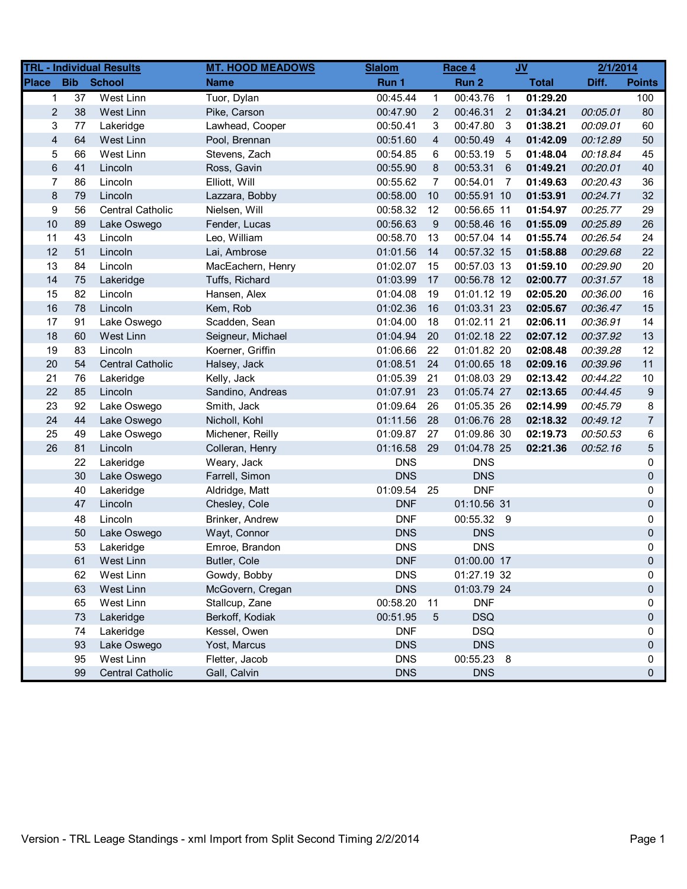| TRL - Individual Results | | | MT. HOOD MEADOWS | Slalom | | Race 4 | | JV | | 2/1/2014 |
|---|---|---|---|---|---|---|---|---|---|---|
| Place | Bib | School | Name | Run 1 | | Run 2 | | Total | Diff. | Points |
| 1 | 37 | West Linn | Tuor, Dylan | 00:45.44 | 1 | 00:43.76 | 1 | **01:29.20** | | 100 |
| 2 | 38 | West Linn | Pike, Carson | 00:47.90 | 2 | 00:46.31 | 2 | **01:34.21** | *00:05.01* | 80 |
| 3 | 77 | Lakeridge | Lawhead, Cooper | 00:50.41 | 3 | 00:47.80 | 3 | **01:38.21** | *00:09.01* | 60 |
| 4 | 64 | West Linn | Pool, Brennan | 00:51.60 | 4 | 00:50.49 | 4 | **01:42.09** | *00:12.89* | 50 |
| 5 | 66 | West Linn | Stevens, Zach | 00:54.85 | 6 | 00:53.19 | 5 | **01:48.04** | *00:18.84* | 45 |
| 6 | 41 | Lincoln | Ross, Gavin | 00:55.90 | 8 | 00:53.31 | 6 | **01:49.21** | *00:20.01* | 40 |
| 7 | 86 | Lincoln | Elliott, Will | 00:55.62 | 7 | 00:54.01 | 7 | **01:49.63** | *00:20.43* | 36 |
| 8 | 79 | Lincoln | Lazzara, Bobby | 00:58.00 | 10 | 00:55.91 | 10 | **01:53.91** | *00:24.71* | 32 |
| 9 | 56 | Central Catholic | Nielsen, Will | 00:58.32 | 12 | 00:56.65 | 11 | **01:54.97** | *00:25.77* | 29 |
| 10 | 89 | Lake Oswego | Fender, Lucas | 00:56.63 | 9 | 00:58.46 | 16 | **01:55.09** | *00:25.89* | 26 |
| 11 | 43 | Lincoln | Leo, William | 00:58.70 | 13 | 00:57.04 | 14 | **01:55.74** | *00:26.54* | 24 |
| 12 | 51 | Lincoln | Lai, Ambrose | 01:01.56 | 14 | 00:57.32 | 15 | **01:58.88** | *00:29.68* | 22 |
| 13 | 84 | Lincoln | MacEachern, Henry | 01:02.07 | 15 | 00:57.03 | 13 | **01:59.10** | *00:29.90* | 20 |
| 14 | 75 | Lakeridge | Tuffs, Richard | 01:03.99 | 17 | 00:56.78 | 12 | **02:00.77** | *00:31.57* | 18 |
| 15 | 82 | Lincoln | Hansen, Alex | 01:04.08 | 19 | 01:01.12 | 19 | **02:05.20** | *00:36.00* | 16 |
| 16 | 78 | Lincoln | Kem, Rob | 01:02.36 | 16 | 01:03.31 | 23 | **02:05.67** | *00:36.47* | 15 |
| 17 | 91 | Lake Oswego | Scadden, Sean | 01:04.00 | 18 | 01:02.11 | 21 | **02:06.11** | *00:36.91* | 14 |
| 18 | 60 | West Linn | Seigneur, Michael | 01:04.94 | 20 | 01:02.18 | 22 | **02:07.12** | *00:37.92* | 13 |
| 19 | 83 | Lincoln | Koerner, Griffin | 01:06.66 | 22 | 01:01.82 | 20 | **02:08.48** | *00:39.28* | 12 |
| 20 | 54 | Central Catholic | Halsey, Jack | 01:08.51 | 24 | 01:00.65 | 18 | **02:09.16** | *00:39.96* | 11 |
| 21 | 76 | Lakeridge | Kelly, Jack | 01:05.39 | 21 | 01:08.03 | 29 | **02:13.42** | *00:44.22* | 10 |
| 22 | 85 | Lincoln | Sandino, Andreas | 01:07.91 | 23 | 01:05.74 | 27 | **02:13.65** | *00:44.45* | 9 |
| 23 | 92 | Lake Oswego | Smith, Jack | 01:09.64 | 26 | 01:05.35 | 26 | **02:14.99** | *00:45.79* | 8 |
| 24 | 44 | Lake Oswego | Nicholl, Kohl | 01:11.56 | 28 | 01:06.76 | 28 | **02:18.32** | *00:49.12* | 7 |
| 25 | 49 | Lake Oswego | Michener, Reilly | 01:09.87 | 27 | 01:09.86 | 30 | **02:19.73** | *00:50.53* | 6 |
| 26 | 81 | Lincoln | Colleran, Henry | 01:16.58 | 29 | 01:04.78 | 25 | **02:21.36** | *00:52.16* | 5 |
| | 22 | Lakeridge | Weary, Jack | DNS | | DNS | | | | 0 |
| | 30 | Lake Oswego | Farrell, Simon | DNS | | DNS | | | | 0 |
| | 40 | Lakeridge | Aldridge, Matt | 01:09.54 | 25 | DNF | | | | 0 |
| | 47 | Lincoln | Chesley, Cole | DNF | | 01:10.56 | 31 | | | 0 |
| | 48 | Lincoln | Brinker, Andrew | DNF | | 00:55.32 | 9 | | | 0 |
| | 50 | Lake Oswego | Wayt, Connor | DNS | | DNS | | | | 0 |
| | 53 | Lakeridge | Emroe, Brandon | DNS | | DNS | | | | 0 |
| | 61 | West Linn | Butler, Cole | DNF | | 01:00.00 | 17 | | | 0 |
| | 62 | West Linn | Gowdy, Bobby | DNS | | 01:27.19 | 32 | | | 0 |
| | 63 | West Linn | McGovern, Cregan | DNS | | 01:03.79 | 24 | | | 0 |
| | 65 | West Linn | Stallcup, Zane | 00:58.20 | 11 | DNF | | | | 0 |
| | 73 | Lakeridge | Berkoff, Kodiak | 00:51.95 | 5 | DSQ | | | | 0 |
| | 74 | Lakeridge | Kessel, Owen | DNF | | DSQ | | | | 0 |
| | 93 | Lake Oswego | Yost, Marcus | DNS | | DNS | | | | 0 |
| | 95 | West Linn | Fletter, Jacob | DNS | | 00:55.23 | 8 | | | 0 |
| | 99 | Central Catholic | Gall, Calvin | DNS | | DNS | | | | 0 |

Version - TRL Leage Standings - xml Import from Split Second Timing 2/2/2014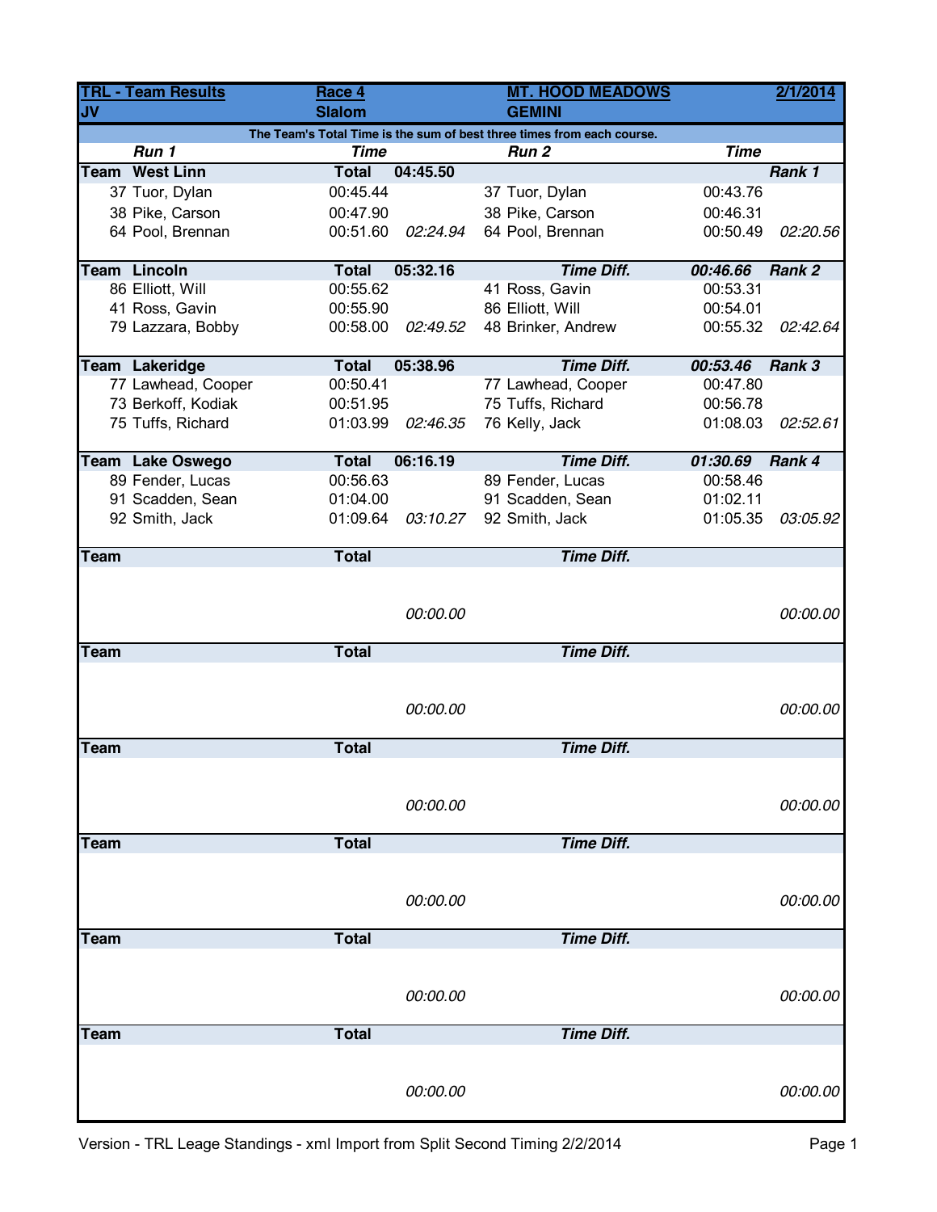| TRL - Team Results | Race 4 | | MT. HOOD MEADOWS | | 2/1/2014 |
|---|---|---|---|---|---|
| JV | Slalom | | GEMINI | | |

**The Team's Total Time is the sum of best three times from each course.**

| *Run 1* | *Time* | | *Run 2* | *Time* | |
|---|---|---|---|---|---|
| **Team West Linn** | **Total** | **04:45.50** | | | ***Rank 1*** |
| 37 Tuor, Dylan | 00:45.44 | | 37 Tuor, Dylan | 00:43.76 | |
| 38 Pike, Carson | 00:47.90 | | 38 Pike, Carson | 00:46.31 | |
| 64 Pool, Brennan | 00:51.60 | *02:24.94* | 64 Pool, Brennan | 00:50.49 | *02:20.56* |
| **Team Lincoln** | **Total** | **05:32.16** | ***Time Diff.*** | ***00:46.66*** | ***Rank 2*** |
| 86 Elliott, Will | 00:55.62 | | 41 Ross, Gavin | 00:53.31 | |
| 41 Ross, Gavin | 00:55.90 | | 86 Elliott, Will | 00:54.01 | |
| 79 Lazzara, Bobby | 00:58.00 | *02:49.52* | 48 Brinker, Andrew | 00:55.32 | *02:42.64* |
| **Team Lakeridge** | **Total** | **05:38.96** | ***Time Diff.*** | ***00:53.46*** | ***Rank 3*** |
| 77 Lawhead, Cooper | 00:50.41 | | 77 Lawhead, Cooper | 00:47.80 | |
| 73 Berkoff, Kodiak | 00:51.95 | | 75 Tuffs, Richard | 00:56.78 | |
| 75 Tuffs, Richard | 01:03.99 | *02:46.35* | 76 Kelly, Jack | 01:08.03 | *02:52.61* |
| **Team Lake Oswego** | **Total** | **06:16.19** | ***Time Diff.*** | ***01:30.69*** | ***Rank 4*** |
| 89 Fender, Lucas | 00:56.63 | | 89 Fender, Lucas | 00:58.46 | |
| 91 Scadden, Sean | 01:04.00 | | 91 Scadden, Sean | 01:02.11 | |
| 92 Smith, Jack | 01:09.64 | *03:10.27* | 92 Smith, Jack | 01:05.35 | *03:05.92* |
| **Team** | **Total** | | ***Time Diff.*** | | |
| | | *00:00.00* | | | *00:00.00* |
| **Team** | **Total** | | ***Time Diff.*** | | |
| | | *00:00.00* | | | *00:00.00* |
| **Team** | **Total** | | ***Time Diff.*** | | |
| | | *00:00.00* | | | *00:00.00* |
| **Team** | **Total** | | ***Time Diff.*** | | |
| | | *00:00.00* | | | *00:00.00* |
| **Team** | **Total** | | ***Time Diff.*** | | |
| | | *00:00.00* | | | *00:00.00* |
| **Team** | **Total** | | ***Time Diff.*** | | |
| | | *00:00.00* | | | *00:00.00* |

Version - TRL Leage Standings - xml Import from Split Second Timing 2/2/2014